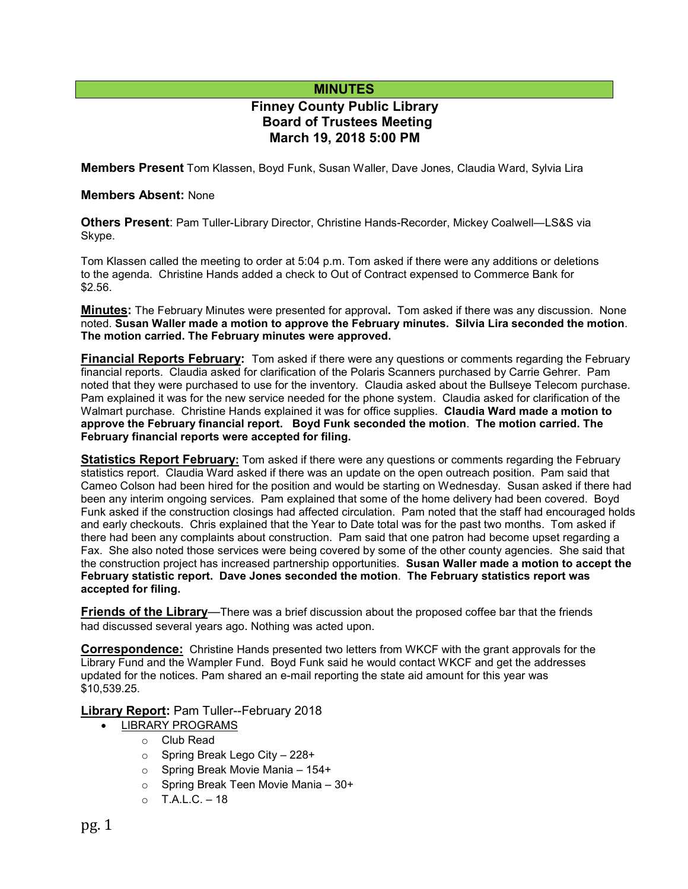# MINUTES

## Finney County Public Library
## Board of Trustees Meeting
## March 19, 2018 5:00 PM

**Members Present** Tom Klassen, Boyd Funk, Susan Waller, Dave Jones, Claudia Ward, Sylvia Lira

**Members Absent:** None

**Others Present**: Pam Tuller-Library Director, Christine Hands-Recorder, Mickey Coalwell—LS&S via Skype.

Tom Klassen called the meeting to order at 5:04 p.m. Tom asked if there were any additions or deletions to the agenda. Christine Hands added a check to Out of Contract expensed to Commerce Bank for $2.56.

**Minutes:** The February Minutes were presented for approval**.** Tom asked if there was any discussion. None noted. **Susan Waller made a motion to approve the February minutes. Silvia Lira seconded the motion**. **The motion carried. The February minutes were approved.**

**Financial Reports February:** Tom asked if there were any questions or comments regarding the February financial reports. Claudia asked for clarification of the Polaris Scanners purchased by Carrie Gehrer. Pam noted that they were purchased to use for the inventory. Claudia asked about the Bullseye Telecom purchase. Pam explained it was for the new service needed for the phone system. Claudia asked for clarification of the Walmart purchase. Christine Hands explained it was for office supplies. **Claudia Ward made a motion to approve the February financial report. Boyd Funk seconded the motion**. **The motion carried. The February financial reports were accepted for filing.**

**Statistics Report February:** Tom asked if there were any questions or comments regarding the February statistics report. Claudia Ward asked if there was an update on the open outreach position. Pam said that Cameo Colson had been hired for the position and would be starting on Wednesday. Susan asked if there had been any interim ongoing services. Pam explained that some of the home delivery had been covered. Boyd Funk asked if the construction closings had affected circulation. Pam noted that the staff had encouraged holds and early checkouts. Chris explained that the Year to Date total was for the past two months. Tom asked if there had been any complaints about construction. Pam said that one patron had become upset regarding a Fax. She also noted those services were being covered by some of the other county agencies. She said that the construction project has increased partnership opportunities. **Susan Waller made a motion to accept the February statistic report. Dave Jones seconded the motion**. **The February statistics report was accepted for filing.**

**Friends of the Library**—There was a brief discussion about the proposed coffee bar that the friends had discussed several years ago. Nothing was acted upon.

**Correspondence:** Christine Hands presented two letters from WKCF with the grant approvals for the Library Fund and the Wampler Fund. Boyd Funk said he would contact WKCF and get the addresses updated for the notices. Pam shared an e-mail reporting the state aid amount for this year was $10,539.25.

**Library Report:** Pam Tuller--February 2018

- LIBRARY PROGRAMS
  - Club Read
  - Spring Break Lego City – 228+
  - Spring Break Movie Mania – 154+
  - Spring Break Teen Movie Mania – 30+
  - T.A.L.C. – 18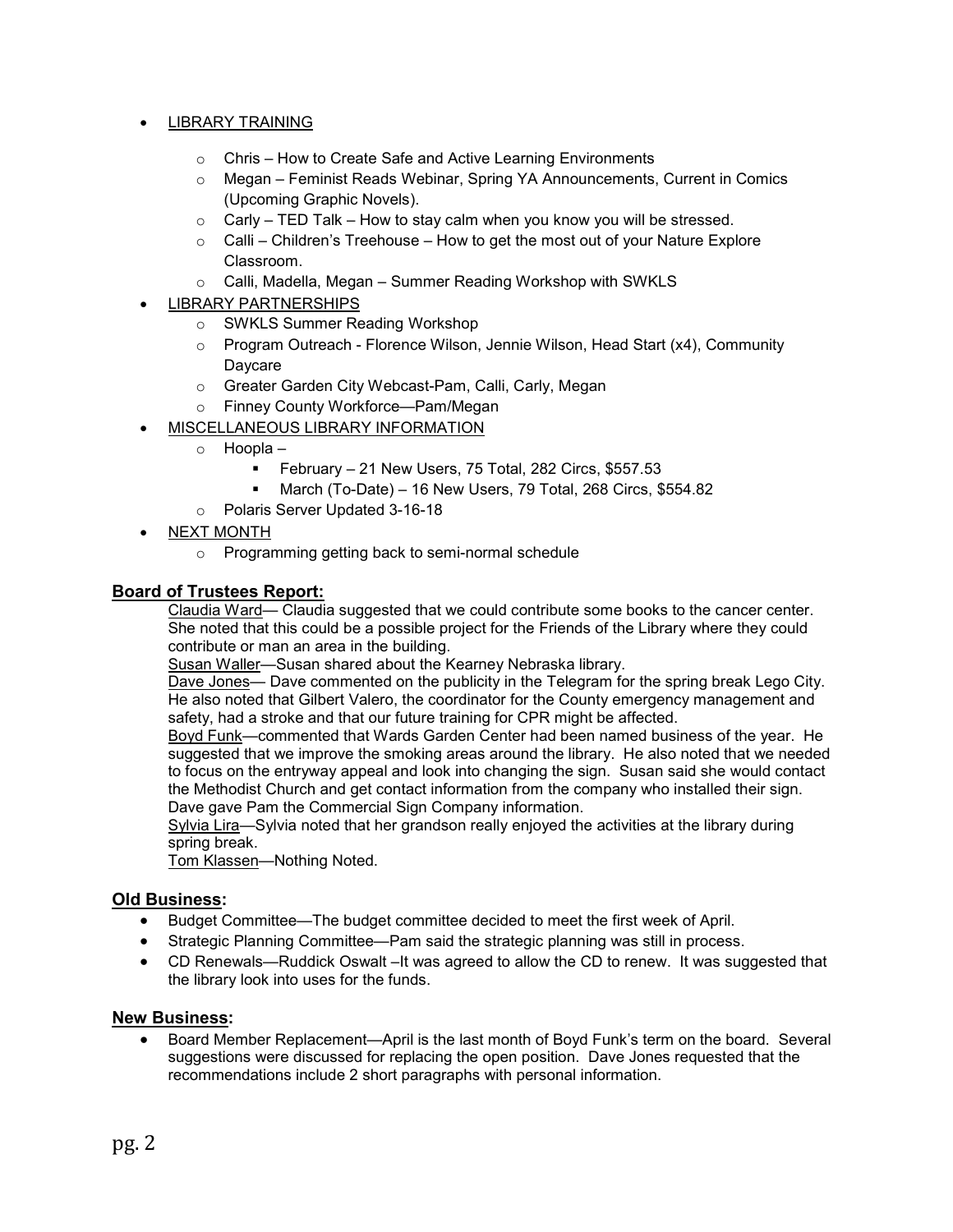- LIBRARY TRAINING
  - Chris – How to Create Safe and Active Learning Environments
  - Megan – Feminist Reads Webinar, Spring YA Announcements, Current in Comics (Upcoming Graphic Novels).
  - Carly – TED Talk – How to stay calm when you know you will be stressed.
  - Calli – Children's Treehouse – How to get the most out of your Nature Explore Classroom.
  - Calli, Madella, Megan – Summer Reading Workshop with SWKLS
- LIBRARY PARTNERSHIPS
  - SWKLS Summer Reading Workshop
  - Program Outreach - Florence Wilson, Jennie Wilson, Head Start (x4), Community Daycare
  - Greater Garden City Webcast-Pam, Calli, Carly, Megan
  - Finney County Workforce—Pam/Megan
- MISCELLANEOUS LIBRARY INFORMATION
  - Hoopla –
    - February – 21 New Users, 75 Total, 282 Circs, $557.53
    - March (To-Date) – 16 New Users, 79 Total, 268 Circs, $554.82
  - Polaris Server Updated 3-16-18
- NEXT MONTH
  - Programming getting back to semi-normal schedule

## Board of Trustees Report:

Claudia Ward— Claudia suggested that we could contribute some books to the cancer center. She noted that this could be a possible project for the Friends of the Library where they could contribute or man an area in the building.

Susan Waller—Susan shared about the Kearney Nebraska library.

Dave Jones— Dave commented on the publicity in the Telegram for the spring break Lego City. He also noted that Gilbert Valero, the coordinator for the County emergency management and safety, had a stroke and that our future training for CPR might be affected.

Boyd Funk—commented that Wards Garden Center had been named business of the year. He suggested that we improve the smoking areas around the library. He also noted that we needed to focus on the entryway appeal and look into changing the sign. Susan said she would contact the Methodist Church and get contact information from the company who installed their sign. Dave gave Pam the Commercial Sign Company information.

Sylvia Lira—Sylvia noted that her grandson really enjoyed the activities at the library during spring break.

Tom Klassen—Nothing Noted.

## Old Business:

- Budget Committee—The budget committee decided to meet the first week of April.
- Strategic Planning Committee—Pam said the strategic planning was still in process.
- CD Renewals—Ruddick Oswalt –It was agreed to allow the CD to renew. It was suggested that the library look into uses for the funds.

## New Business:

- Board Member Replacement—April is the last month of Boyd Funk's term on the board. Several suggestions were discussed for replacing the open position. Dave Jones requested that the recommendations include 2 short paragraphs with personal information.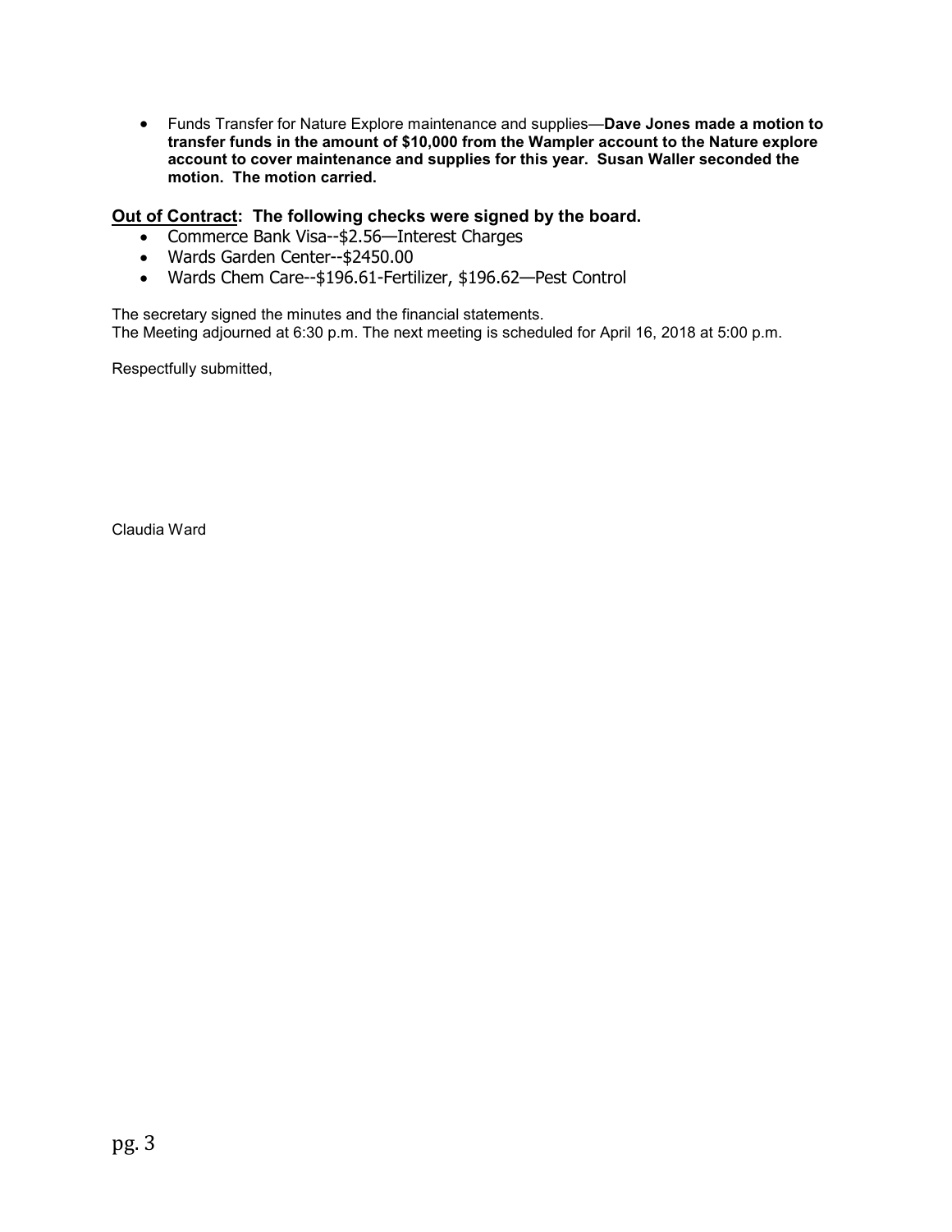- Funds Transfer for Nature Explore maintenance and supplies—**Dave Jones made a motion to transfer funds in the amount of $10,000 from the Wampler account to the Nature explore account to cover maintenance and supplies for this year. Susan Waller seconded the motion. The motion carried.**

**<u>Out of Contract</u>: The following checks were signed by the board.**

- Commerce Bank Visa--$2.56—Interest Charges
- Wards Garden Center--$2450.00
- Wards Chem Care--$196.61-Fertilizer, $196.62—Pest Control

The secretary signed the minutes and the financial statements.
The Meeting adjourned at 6:30 p.m. The next meeting is scheduled for April 16, 2018 at 5:00 p.m.

Respectfully submitted,

Claudia Ward